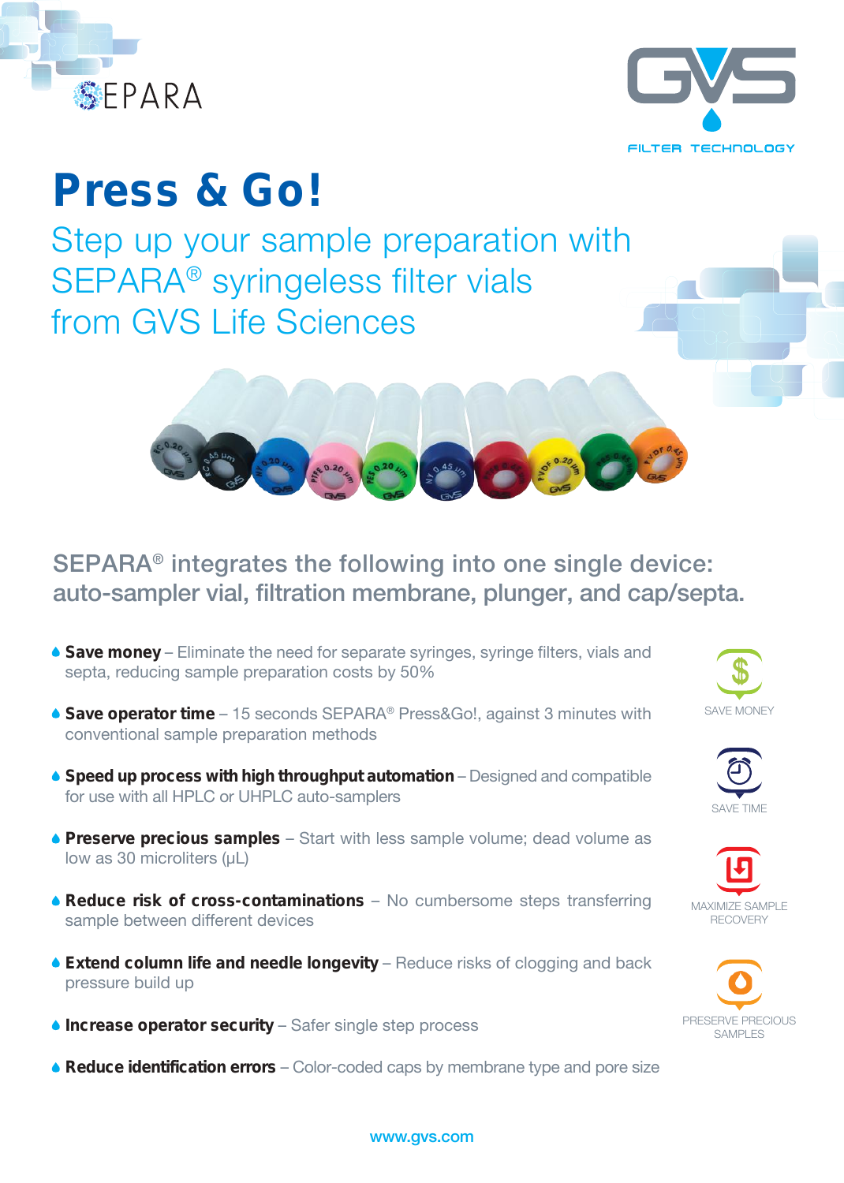SEPARA

GVS FILTER TECHNOLOGY

# Press & Go!

## Step up your sample preparation with SEPARA® syringeless filter vials from GVS Life Sciences

### SEPARA® integrates the following into one single device: auto-sampler vial, filtration membrane, plunger, and cap/septa.

- **Save money** – Eliminate the need for separate syringes, syringe filters, vials and septa, reducing sample preparation costs by 50%
- **Save operator time** – 15 seconds SEPARA® Press&Go!, against 3 minutes with conventional sample preparation methods
- **Speed up process with high throughput automation** – Designed and compatible for use with all HPLC or UHPLC auto-samplers
- **Preserve precious samples** – Start with less sample volume; dead volume as low as 30 microliters (µL)
- **Reduce risk of cross-contaminations** – No cumbersome steps transferring sample between different devices
- **Extend column life and needle longevity** – Reduce risks of clogging and back pressure build up
- **Increase operator security** – Safer single step process
- **Reduce identification errors** – Color-coded caps by membrane type and pore size

SAVE MONEY

SAVE TIME

MAXIMIZE SAMPLE RECOVERY

PRESERVE PRECIOUS SAMPLES

www.gvs.com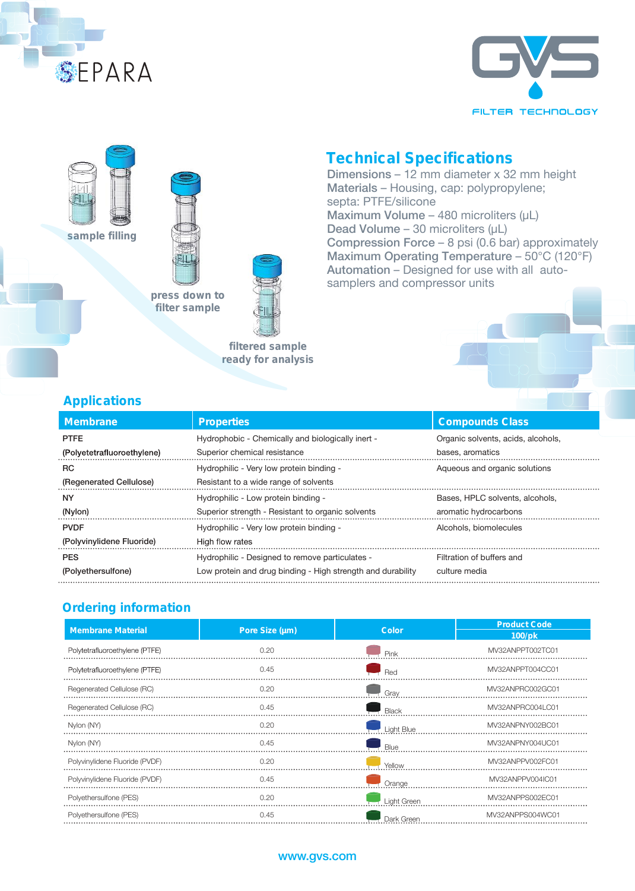SEPARA

GVS FILTER TECHNOLOGY

sample filling

press down to filter sample

filtered sample ready for analysis

## Technical Specifications

**Dimensions** – 12 mm diameter x 32 mm height
**Materials** – Housing, cap: polypropylene; septa: PTFE/silicone
**Maximum Volume** – 480 microliters (µL)
**Dead Volume** – 30 microliters (µL)
**Compression Force** – 8 psi (0.6 bar) approximately
**Maximum Operating Temperature** – 50°C (120°F)
**Automation** – Designed for use with all auto-samplers and compressor units

## Applications

| Membrane | Properties | Compounds Class |
|---|---|---|
| PTFE (Polytetrafluoroethylene) | Hydrophobic - Chemically and biologically inert - Superior chemical resistance | Organic solvents, acids, alcohols, bases, aromatics |
| RC (Regenerated Cellulose) | Hydrophilic - Very low protein binding - Resistant to a wide range of solvents | Aqueous and organic solutions |
| NY (Nylon) | Hydrophilic - Low protein binding - Superior strength - Resistant to organic solvents | Bases, HPLC solvents, alcohols, aromatic hydrocarbons |
| PVDF (Polyvinylidene Fluoride) | Hydrophilic - Very low protein binding - High flow rates | Alcohols, biomolecules |
| PES (Polyethersulfone) | Hydrophilic - Designed to remove particulates - Low protein and drug binding - High strength and durability | Filtration of buffers and culture media |

## Ordering information

| Membrane Material | Pore Size (µm) | Color | Product Code 100/pk |
|---|---|---|---|
| Polytetrafluoroethylene (PTFE) | 0.20 | Pink | MV32ANPPT002TC01 |
| Polytetrafluoroethylene (PTFE) | 0.45 | Red | MV32ANPPT004CC01 |
| Regenerated Cellulose (RC) | 0.20 | Gray | MV32ANPRC002GC01 |
| Regenerated Cellulose (RC) | 0.45 | Black | MV32ANPRC004LC01 |
| Nylon (NY) | 0.20 | Light Blue | MV32ANPNY002BC01 |
| Nylon (NY) | 0.45 | Blue | MV32ANPNY004UC01 |
| Polyvinylidene Fluoride (PVDF) | 0.20 | Yellow | MV32ANPPV002FC01 |
| Polyvinylidene Fluoride (PVDF) | 0.45 | Orange | MV32ANPPV004IC01 |
| Polyethersulfone (PES) | 0.20 | Light Green | MV32ANPPS002EC01 |
| Polyethersulfone (PES) | 0.45 | Dark Green | MV32ANPPS004WC01 |

www.gvs.com